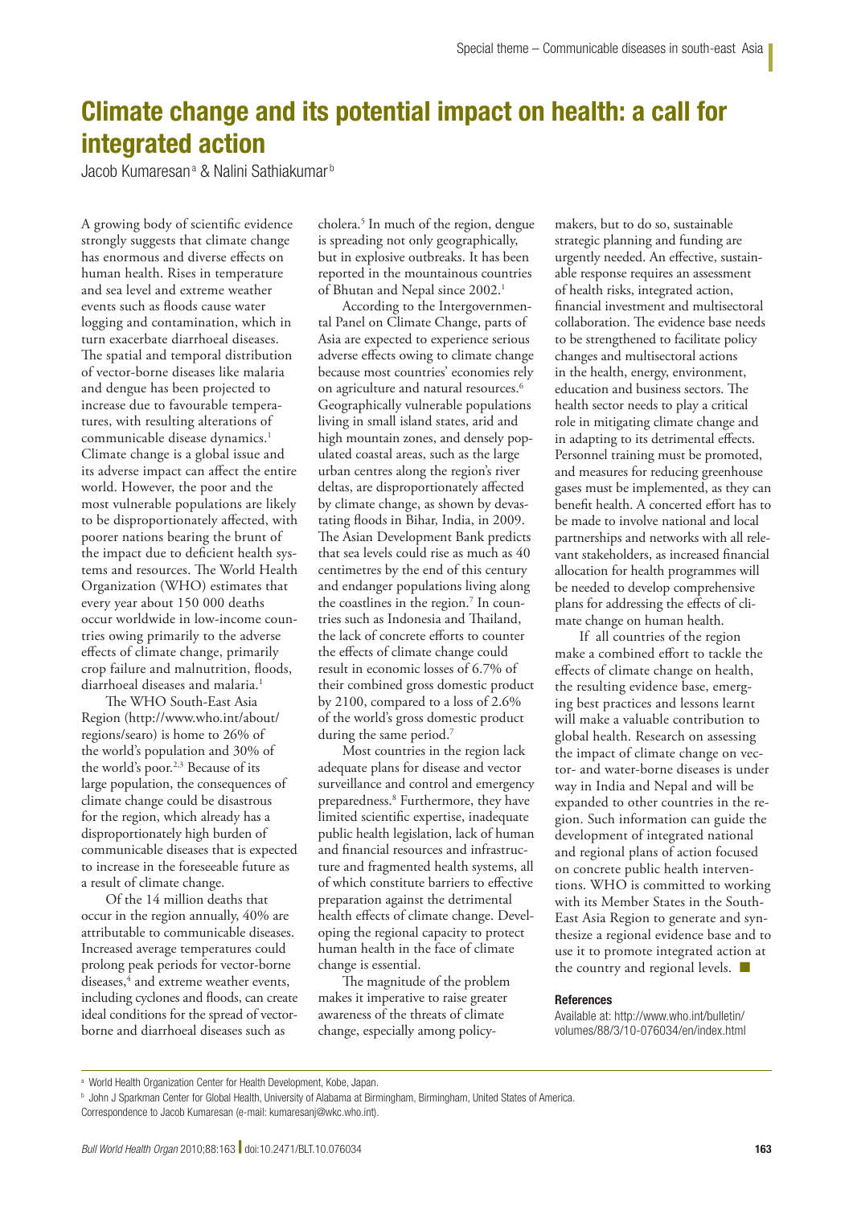# Climate change and its potential impact on health: a call for integrated action

Jacob Kumaresan[a] & Nalini Sathiakumar[b]

A growing body of scientific evidence strongly suggests that climate change has enormous and diverse effects on human health. Rises in temperature and sea level and extreme weather events such as floods cause water logging and contamination, which in turn exacerbate diarrhoeal diseases. The spatial and temporal distribution of vector-borne diseases like malaria and dengue has been projected to increase due to favourable temperatures, with resulting alterations of communicable disease dynamics.[1] Climate change is a global issue and its adverse impact can affect the entire world. However, the poor and the most vulnerable populations are likely to be disproportionately affected, with poorer nations bearing the brunt of the impact due to deficient health systems and resources. The World Health Organization (WHO) estimates that every year about 150 000 deaths occur worldwide in low-income countries owing primarily to the adverse effects of climate change, primarily crop failure and malnutrition, floods, diarrhoeal diseases and malaria.[1]

The WHO South-East Asia Region (http://www.who.int/about/regions/searo) is home to 26% of the world's population and 30% of the world's poor.[2,3] Because of its large population, the consequences of climate change could be disastrous for the region, which already has a disproportionately high burden of communicable diseases that is expected to increase in the foreseeable future as a result of climate change.

Of the 14 million deaths that occur in the region annually, 40% are attributable to communicable diseases. Increased average temperatures could prolong peak periods for vector-borne diseases,[4] and extreme weather events, including cyclones and floods, can create ideal conditions for the spread of vector-borne and diarrhoeal diseases such as cholera.[5] In much of the region, dengue is spreading not only geographically, but in explosive outbreaks. It has been reported in the mountainous countries of Bhutan and Nepal since 2002.[1]

According to the Intergovernmental Panel on Climate Change, parts of Asia are expected to experience serious adverse effects owing to climate change because most countries' economies rely on agriculture and natural resources.[6] Geographically vulnerable populations living in small island states, arid and high mountain zones, and densely populated coastal areas, such as the large urban centres along the region's river deltas, are disproportionately affected by climate change, as shown by devastating floods in Bihar, India, in 2009. The Asian Development Bank predicts that sea levels could rise as much as 40 centimetres by the end of this century and endanger populations living along the coastlines in the region.[7] In countries such as Indonesia and Thailand, the lack of concrete efforts to counter the effects of climate change could result in economic losses of 6.7% of their combined gross domestic product by 2100, compared to a loss of 2.6% of the world's gross domestic product during the same period.[7]

Most countries in the region lack adequate plans for disease and vector surveillance and control and emergency preparedness.[8] Furthermore, they have limited scientific expertise, inadequate public health legislation, lack of human and financial resources and infrastructure and fragmented health systems, all of which constitute barriers to effective preparation against the detrimental health effects of climate change. Developing the regional capacity to protect human health in the face of climate change is essential.

The magnitude of the problem makes it imperative to raise greater awareness of the threats of climate change, especially among policy-makers, but to do so, sustainable strategic planning and funding are urgently needed. An effective, sustainable response requires an assessment of health risks, integrated action, financial investment and multisectoral collaboration. The evidence base needs to be strengthened to facilitate policy changes and multisectoral actions in the health, energy, environment, education and business sectors. The health sector needs to play a critical role in mitigating climate change and in adapting to its detrimental effects. Personnel training must be promoted, and measures for reducing greenhouse gases must be implemented, as they can benefit health. A concerted effort has to be made to involve national and local partnerships and networks with all relevant stakeholders, as increased financial allocation for health programmes will be needed to develop comprehensive plans for addressing the effects of climate change on human health.

If all countries of the region make a combined effort to tackle the effects of climate change on health, the resulting evidence base, emerging best practices and lessons learnt will make a valuable contribution to global health. Research on assessing the impact of climate change on vector- and water-borne diseases is under way in India and Nepal and will be expanded to other countries in the region. Such information can guide the development of integrated national and regional plans of action focused on concrete public health interventions. WHO is committed to working with its Member States in the South-East Asia Region to generate and synthesize a regional evidence base and to use it to promote integrated action at the country and regional levels. ■

#### References

Available at: http://www.who.int/bulletin/volumes/88/3/10-076034/en/index.html

[a] World Health Organization Center for Health Development, Kobe, Japan.

[b] John J Sparkman Center for Global Health, University of Alabama at Birmingham, Birmingham, United States of America.

Correspondence to Jacob Kumaresan (e-mail: kumaresanj@wkc.who.int).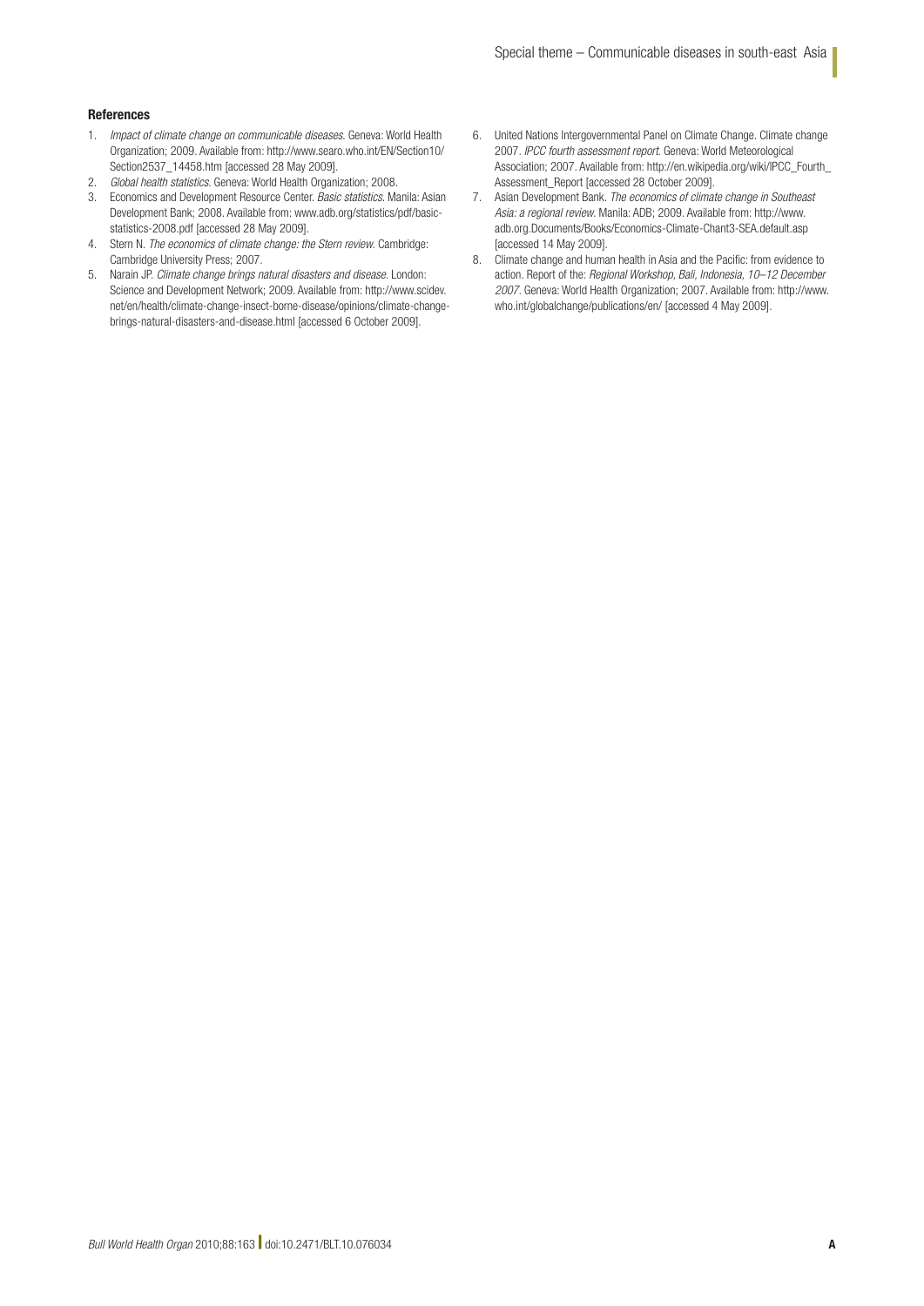#### References

1. *Impact of climate change on communicable diseases.* Geneva: World Health Organization; 2009. Available from: http://www.searo.who.int/EN/Section10/Section2537_14458.htm [accessed 28 May 2009].
2. *Global health statistics.* Geneva: World Health Organization; 2008.
3. Economics and Development Resource Center. *Basic statistics.* Manila: Asian Development Bank; 2008. Available from: www.adb.org/statistics/pdf/basic-statistics-2008.pdf [accessed 28 May 2009].
4. Stern N. *The economics of climate change: the Stern review.* Cambridge: Cambridge University Press; 2007.
5. Narain JP. *Climate change brings natural disasters and disease.* London: Science and Development Network; 2009. Available from: http://www.scidev.net/en/health/climate-change-insect-borne-disease/opinions/climate-change-brings-natural-disasters-and-disease.html [accessed 6 October 2009].
6. United Nations Intergovernmental Panel on Climate Change. Climate change 2007. *IPCC fourth assessment report.* Geneva: World Meteorological Association; 2007. Available from: http://en.wikipedia.org/wiki/IPCC_Fourth_Assessment_Report [accessed 28 October 2009].
7. Asian Development Bank. *The economics of climate change in Southeast Asia: a regional review.* Manila: ADB; 2009. Available from: http://www.adb.org.Documents/Books/Economics-Climate-Chant3-SEA.default.asp [accessed 14 May 2009].
8. Climate change and human health in Asia and the Pacific: from evidence to action. Report of the: *Regional Workshop, Bali, Indonesia, 10–12 December 2007*. Geneva: World Health Organization; 2007. Available from: http://www.who.int/globalchange/publications/en/ [accessed 4 May 2009].